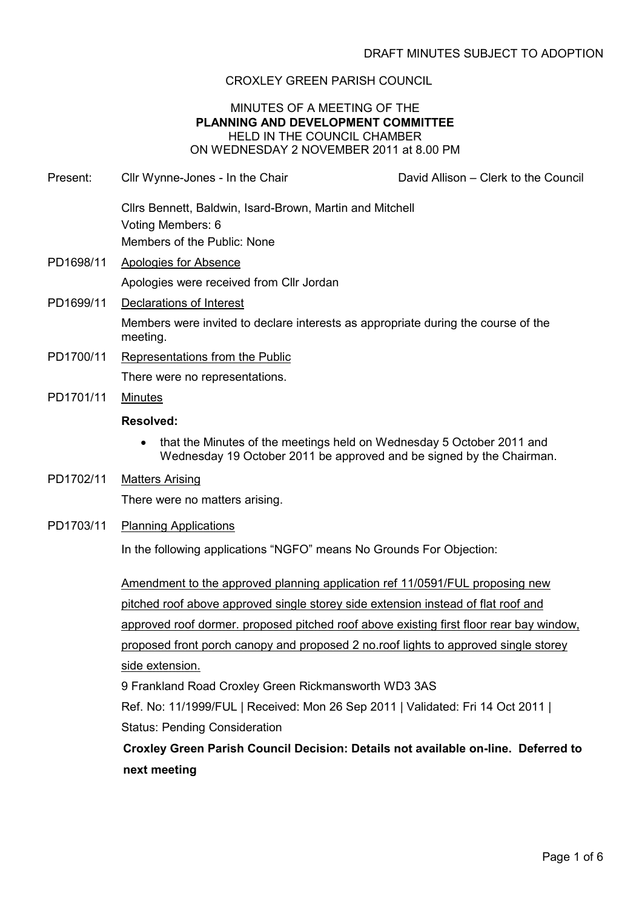DRAFT MINUTES SUBJECT TO ADOPTION

CROXLEY GREEN PARISH COUNCIL

MINUTES OF A MEETING OF THE
**PLANNING AND DEVELOPMENT COMMITTEE**
HELD IN THE COUNCIL CHAMBER
ON WEDNESDAY 2 NOVEMBER 2011 at 8.00 PM

Present: Cllr Wynne-Jones - In the Chair  David Allison – Clerk to the Council

Cllrs Bennett, Baldwin, Isard-Brown, Martin and Mitchell
Voting Members: 6
Members of the Public: None

PD1698/11 Apologies for Absence

Apologies were received from Cllr Jordan

PD1699/11 Declarations of Interest

Members were invited to declare interests as appropriate during the course of the meeting.

PD1700/11 Representations from the Public

There were no representations.

PD1701/11 Minutes

**Resolved:**

- that the Minutes of the meetings held on Wednesday 5 October 2011 and Wednesday 19 October 2011 be approved and be signed by the Chairman.

PD1702/11 Matters Arising

There were no matters arising.

PD1703/11 Planning Applications

In the following applications "NGFO" means No Grounds For Objection:

Amendment to the approved planning application ref 11/0591/FUL proposing new pitched roof above approved single storey side extension instead of flat roof and approved roof dormer. proposed pitched roof above existing first floor rear bay window, proposed front porch canopy and proposed 2 no.roof lights to approved single storey side extension.

9 Frankland Road Croxley Green Rickmansworth WD3 3AS

Ref. No: 11/1999/FUL | Received: Mon 26 Sep 2011 | Validated: Fri 14 Oct 2011 | Status: Pending Consideration

**Croxley Green Parish Council Decision: Details not available on-line. Deferred to next meeting**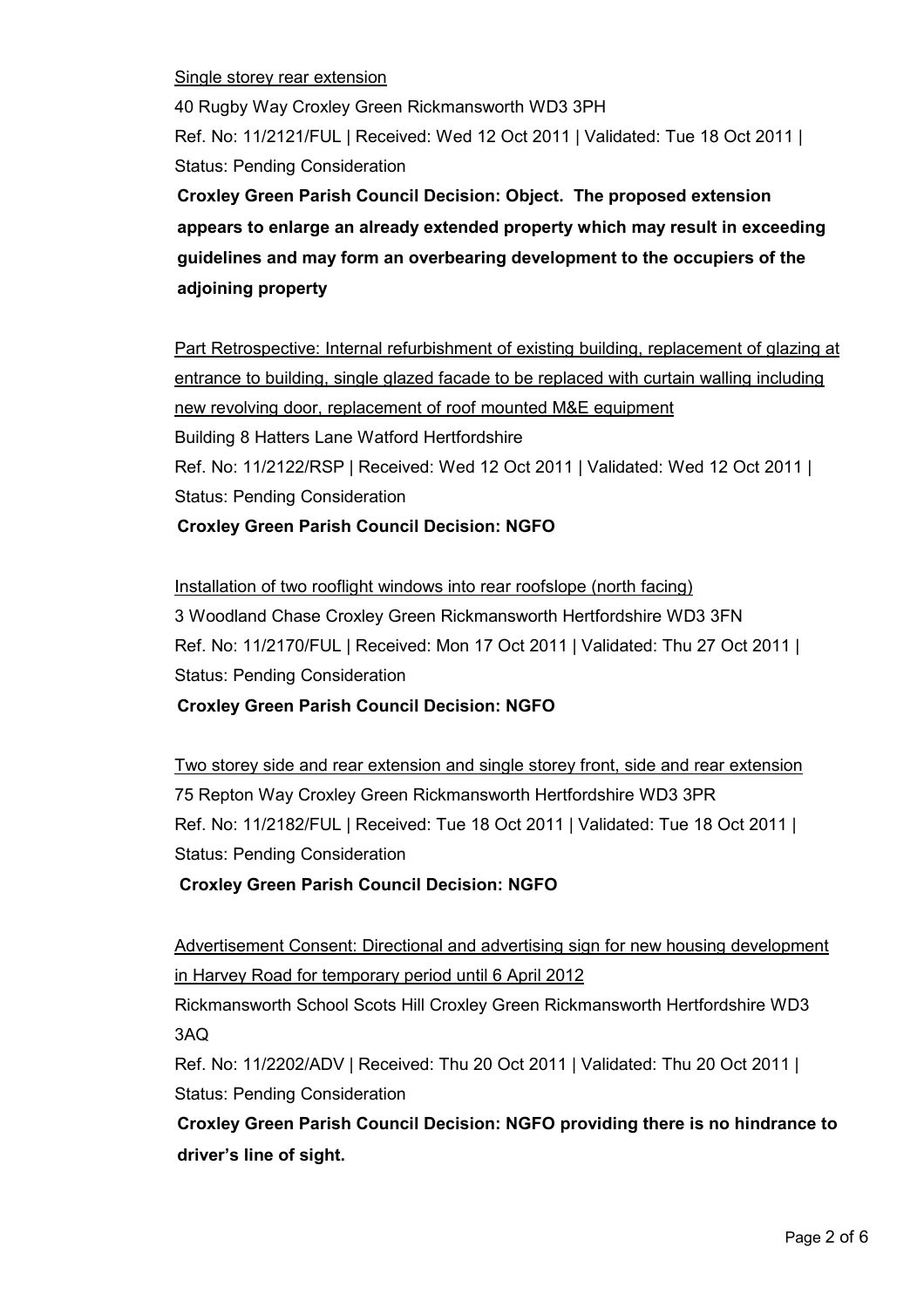<u>Single storey rear extension</u>

40 Rugby Way Croxley Green Rickmansworth WD3 3PH

Ref. No: 11/2121/FUL | Received: Wed 12 Oct 2011 | Validated: Tue 18 Oct 2011 | Status: Pending Consideration

**Croxley Green Parish Council Decision: Object. The proposed extension appears to enlarge an already extended property which may result in exceeding guidelines and may form an overbearing development to the occupiers of the adjoining property**

<u>Part Retrospective: Internal refurbishment of existing building, replacement of glazing at entrance to building, single glazed facade to be replaced with curtain walling including new revolving door, replacement of roof mounted M&E equipment</u>

Building 8 Hatters Lane Watford Hertfordshire

Ref. No: 11/2122/RSP | Received: Wed 12 Oct 2011 | Validated: Wed 12 Oct 2011 | Status: Pending Consideration

**Croxley Green Parish Council Decision: NGFO**

<u>Installation of two rooflight windows into rear roofslope (north facing)</u>

3 Woodland Chase Croxley Green Rickmansworth Hertfordshire WD3 3FN

Ref. No: 11/2170/FUL | Received: Mon 17 Oct 2011 | Validated: Thu 27 Oct 2011 | Status: Pending Consideration

**Croxley Green Parish Council Decision: NGFO**

<u>Two storey side and rear extension and single storey front, side and rear extension</u>

75 Repton Way Croxley Green Rickmansworth Hertfordshire WD3 3PR

Ref. No: 11/2182/FUL | Received: Tue 18 Oct 2011 | Validated: Tue 18 Oct 2011 | Status: Pending Consideration

**Croxley Green Parish Council Decision: NGFO**

<u>Advertisement Consent: Directional and advertising sign for new housing development in Harvey Road for temporary period until 6 April 2012</u>

Rickmansworth School Scots Hill Croxley Green Rickmansworth Hertfordshire WD3 3AQ

Ref. No: 11/2202/ADV | Received: Thu 20 Oct 2011 | Validated: Thu 20 Oct 2011 | Status: Pending Consideration

**Croxley Green Parish Council Decision: NGFO providing there is no hindrance to driver's line of sight.**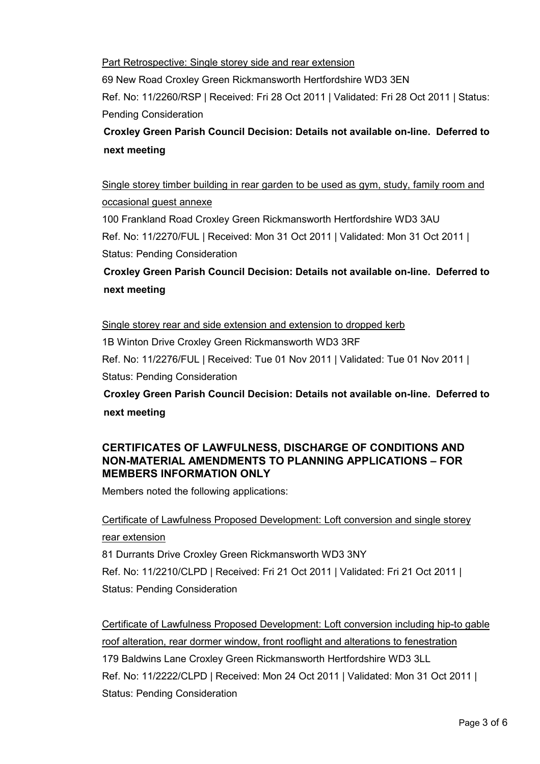<u>Part Retrospective: Single storey side and rear extension</u>

69 New Road Croxley Green Rickmansworth Hertfordshire WD3 3EN

Ref. No: 11/2260/RSP | Received: Fri 28 Oct 2011 | Validated: Fri 28 Oct 2011 | Status: Pending Consideration

**Croxley Green Parish Council Decision: Details not available on-line. Deferred to next meeting**

<u>Single storey timber building in rear garden to be used as gym, study, family room and occasional guest annexe</u>

100 Frankland Road Croxley Green Rickmansworth Hertfordshire WD3 3AU

Ref. No: 11/2270/FUL | Received: Mon 31 Oct 2011 | Validated: Mon 31 Oct 2011 | Status: Pending Consideration

**Croxley Green Parish Council Decision: Details not available on-line. Deferred to next meeting**

<u>Single storey rear and side extension and extension to dropped kerb</u>

1B Winton Drive Croxley Green Rickmansworth WD3 3RF

Ref. No: 11/2276/FUL | Received: Tue 01 Nov 2011 | Validated: Tue 01 Nov 2011 | Status: Pending Consideration

**Croxley Green Parish Council Decision: Details not available on-line. Deferred to next meeting**

## CERTIFICATES OF LAWFULNESS, DISCHARGE OF CONDITIONS AND NON-MATERIAL AMENDMENTS TO PLANNING APPLICATIONS – FOR MEMBERS INFORMATION ONLY

Members noted the following applications:

<u>Certificate of Lawfulness Proposed Development: Loft conversion and single storey rear extension</u>

81 Durrants Drive Croxley Green Rickmansworth WD3 3NY

Ref. No: 11/2210/CLPD | Received: Fri 21 Oct 2011 | Validated: Fri 21 Oct 2011 | Status: Pending Consideration

<u>Certificate of Lawfulness Proposed Development: Loft conversion including hip-to gable roof alteration, rear dormer window, front rooflight and alterations to fenestration</u>

179 Baldwins Lane Croxley Green Rickmansworth Hertfordshire WD3 3LL

Ref. No: 11/2222/CLPD | Received: Mon 24 Oct 2011 | Validated: Mon 31 Oct 2011 | Status: Pending Consideration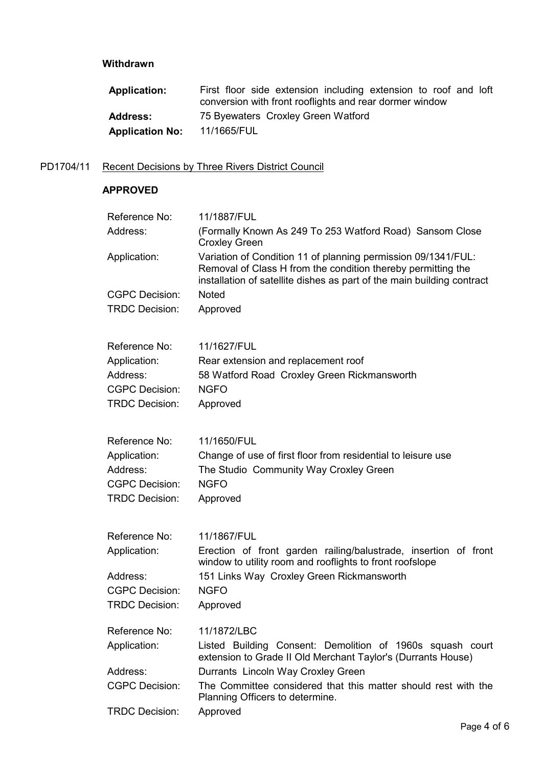**Withdrawn**

| | |
|---|---|
| **Application:** | First floor side extension including extension to roof and loft conversion with front rooflights and rear dormer window |
| **Address:** | 75 Byewaters Croxley Green Watford |
| **Application No:** | 11/1665/FUL |

PD1704/11 Recent Decisions by Three Rivers District Council

**APPROVED**

| | |
|---|---|
| Reference No: | 11/1887/FUL |
| Address: | (Formally Known As 249 To 253 Watford Road) Sansom Close Croxley Green |
| Application: | Variation of Condition 11 of planning permission 09/1341/FUL: Removal of Class H from the condition thereby permitting the installation of satellite dishes as part of the main building contract |
| CGPC Decision: | Noted |
| TRDC Decision: | Approved |

| | |
|---|---|
| Reference No: | 11/1627/FUL |
| Application: | Rear extension and replacement roof |
| Address: | 58 Watford Road Croxley Green Rickmansworth |
| CGPC Decision: | NGFO |
| TRDC Decision: | Approved |

| | |
|---|---|
| Reference No: | 11/1650/FUL |
| Application: | Change of use of first floor from residential to leisure use |
| Address: | The Studio Community Way Croxley Green |
| CGPC Decision: | NGFO |
| TRDC Decision: | Approved |

| | |
|---|---|
| Reference No: | 11/1867/FUL |
| Application: | Erection of front garden railing/balustrade, insertion of front window to utility room and rooflights to front roofslope |
| Address: | 151 Links Way Croxley Green Rickmansworth |
| CGPC Decision: | NGFO |
| TRDC Decision: | Approved |

| | |
|---|---|
| Reference No: | 11/1872/LBC |
| Application: | Listed Building Consent: Demolition of 1960s squash court extension to Grade II Old Merchant Taylor's (Durrants House) |
| Address: | Durrants Lincoln Way Croxley Green |
| CGPC Decision: | The Committee considered that this matter should rest with the Planning Officers to determine. |
| TRDC Decision: | Approved |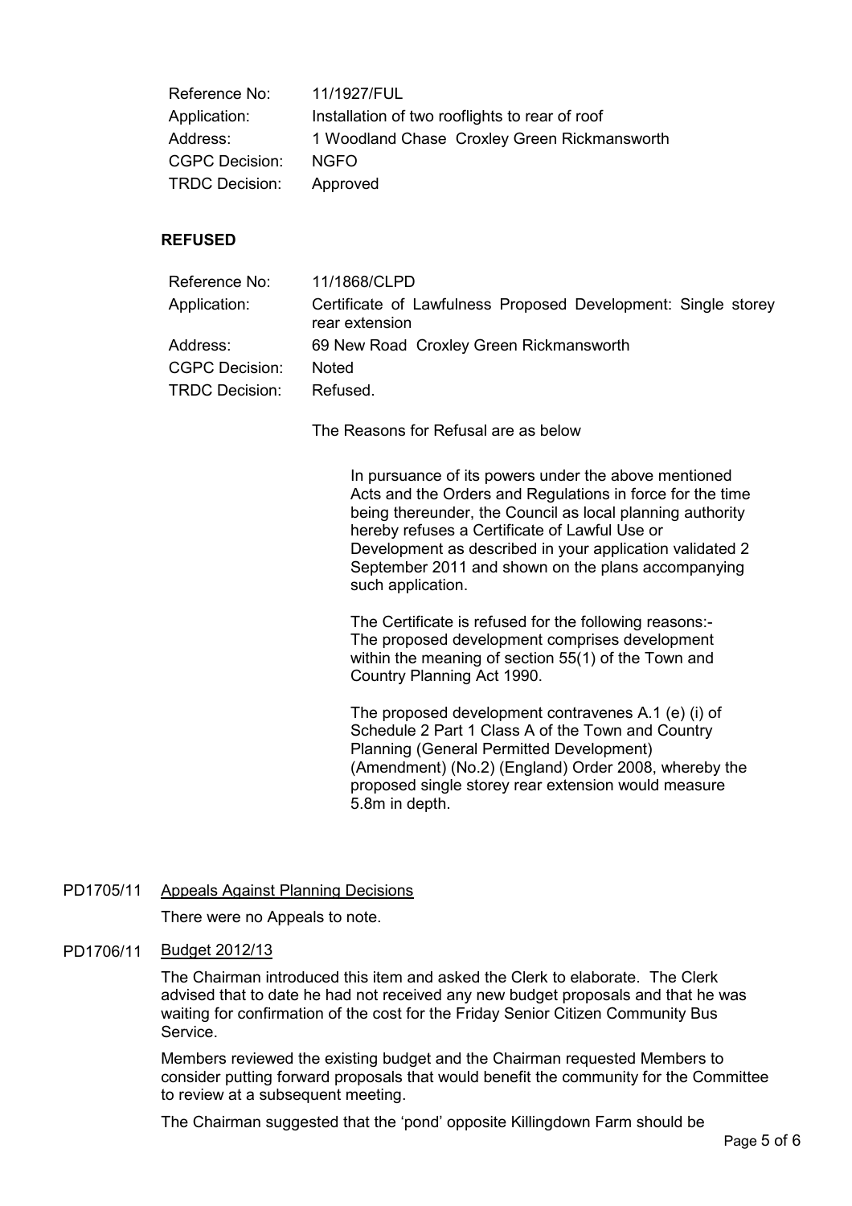| | |
|---|---|
| Reference No: | 11/1927/FUL |
| Application: | Installation of two rooflights to rear of roof |
| Address: | 1 Woodland Chase Croxley Green Rickmansworth |
| CGPC Decision: | NGFO |
| TRDC Decision: | Approved |

**REFUSED**

| | |
|---|---|
| Reference No: | 11/1868/CLPD |
| Application: | Certificate of Lawfulness Proposed Development: Single storey rear extension |
| Address: | 69 New Road Croxley Green Rickmansworth |
| CGPC Decision: | Noted |
| TRDC Decision: | Refused. |

The Reasons for Refusal are as below

> In pursuance of its powers under the above mentioned Acts and the Orders and Regulations in force for the time being thereunder, the Council as local planning authority hereby refuses a Certificate of Lawful Use or Development as described in your application validated 2 September 2011 and shown on the plans accompanying such application.
>
> The Certificate is refused for the following reasons:-
> The proposed development comprises development within the meaning of section 55(1) of the Town and Country Planning Act 1990.
>
> The proposed development contravenes A.1 (e) (i) of Schedule 2 Part 1 Class A of the Town and Country Planning (General Permitted Development) (Amendment) (No.2) (England) Order 2008, whereby the proposed single storey rear extension would measure 5.8m in depth.

PD1705/11 Appeals Against Planning Decisions

There were no Appeals to note.

PD1706/11 Budget 2012/13

The Chairman introduced this item and asked the Clerk to elaborate. The Clerk advised that to date he had not received any new budget proposals and that he was waiting for confirmation of the cost for the Friday Senior Citizen Community Bus Service.

Members reviewed the existing budget and the Chairman requested Members to consider putting forward proposals that would benefit the community for the Committee to review at a subsequent meeting.

The Chairman suggested that the 'pond' opposite Killingdown Farm should be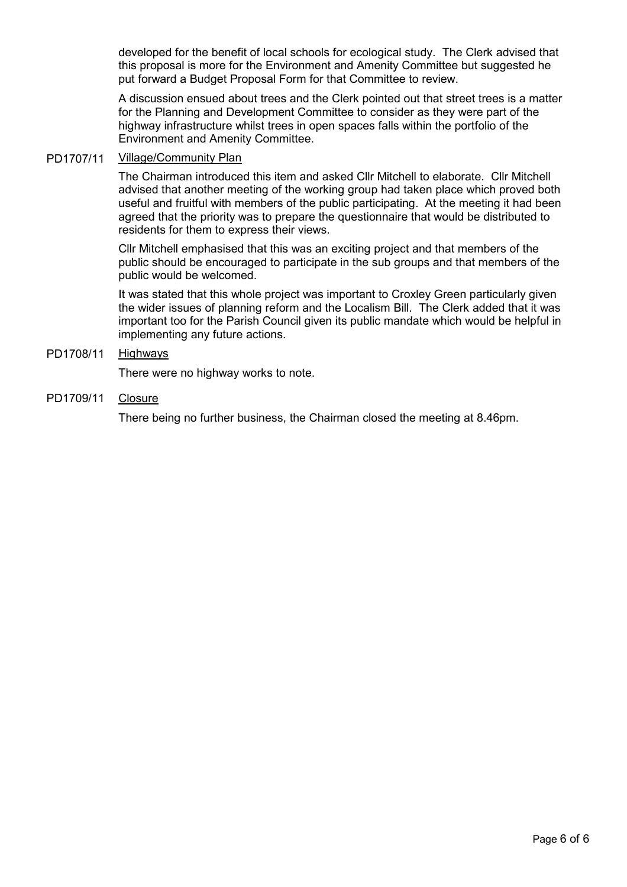developed for the benefit of local schools for ecological study. The Clerk advised that this proposal is more for the Environment and Amenity Committee but suggested he put forward a Budget Proposal Form for that Committee to review.

A discussion ensued about trees and the Clerk pointed out that street trees is a matter for the Planning and Development Committee to consider as they were part of the highway infrastructure whilst trees in open spaces falls within the portfolio of the Environment and Amenity Committee.

PD1707/11 Village/Community Plan

The Chairman introduced this item and asked Cllr Mitchell to elaborate. Cllr Mitchell advised that another meeting of the working group had taken place which proved both useful and fruitful with members of the public participating. At the meeting it had been agreed that the priority was to prepare the questionnaire that would be distributed to residents for them to express their views.

Cllr Mitchell emphasised that this was an exciting project and that members of the public should be encouraged to participate in the sub groups and that members of the public would be welcomed.

It was stated that this whole project was important to Croxley Green particularly given the wider issues of planning reform and the Localism Bill. The Clerk added that it was important too for the Parish Council given its public mandate which would be helpful in implementing any future actions.

PD1708/11 Highways

There were no highway works to note.

PD1709/11 Closure

There being no further business, the Chairman closed the meeting at 8.46pm.